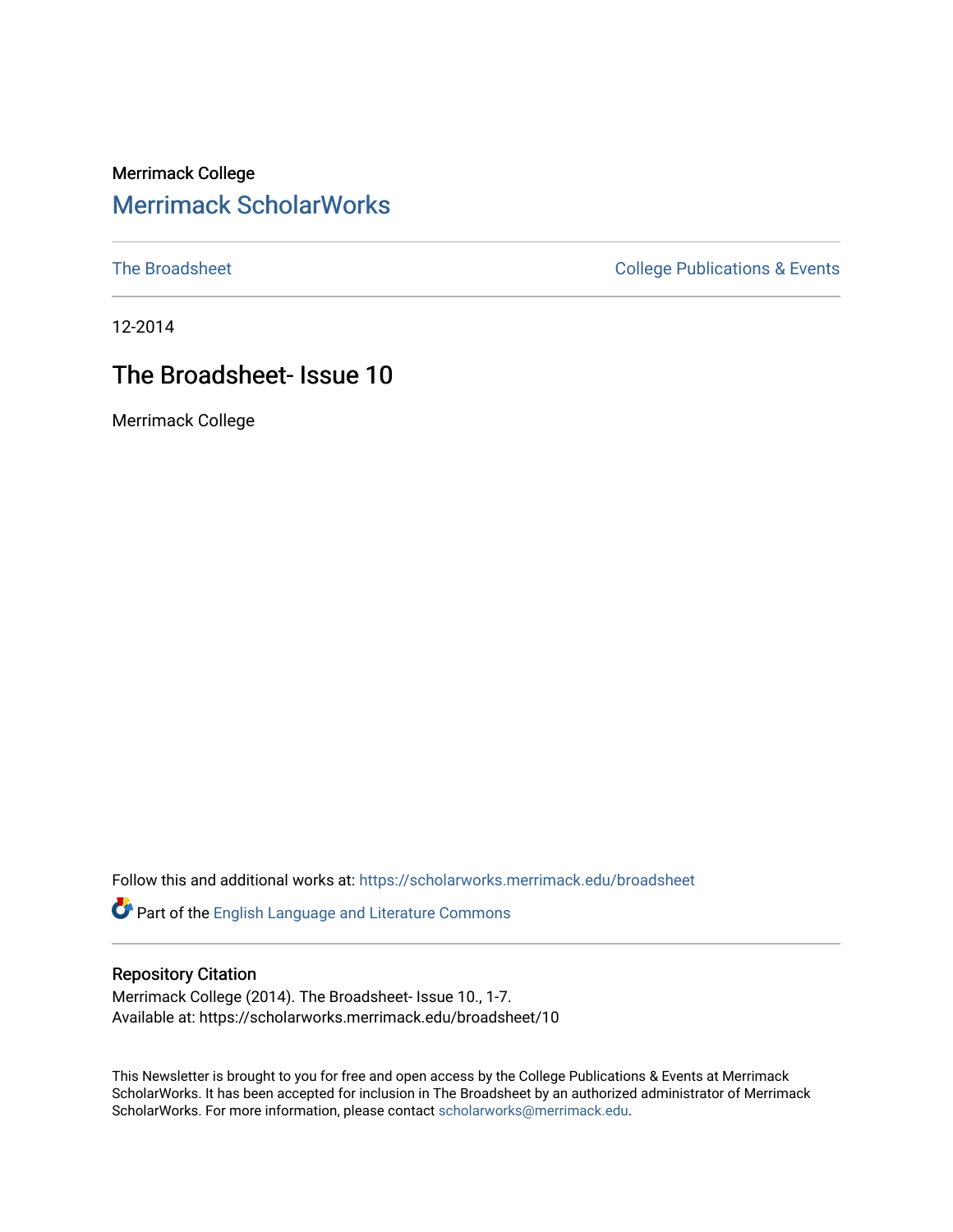Merrimack College

# Merrimack ScholarWorks

The Broadsheet | College Publications & Events

12-2014

## The Broadsheet- Issue 10

Merrimack College

Follow this and additional works at: https://scholarworks.merrimack.edu/broadsheet

Part of the English Language and Literature Commons

### Repository Citation

Merrimack College (2014). The Broadsheet- Issue 10., 1-7.
Available at: https://scholarworks.merrimack.edu/broadsheet/10

This Newsletter is brought to you for free and open access by the College Publications & Events at Merrimack ScholarWorks. It has been accepted for inclusion in The Broadsheet by an authorized administrator of Merrimack ScholarWorks. For more information, please contact scholarworks@merrimack.edu.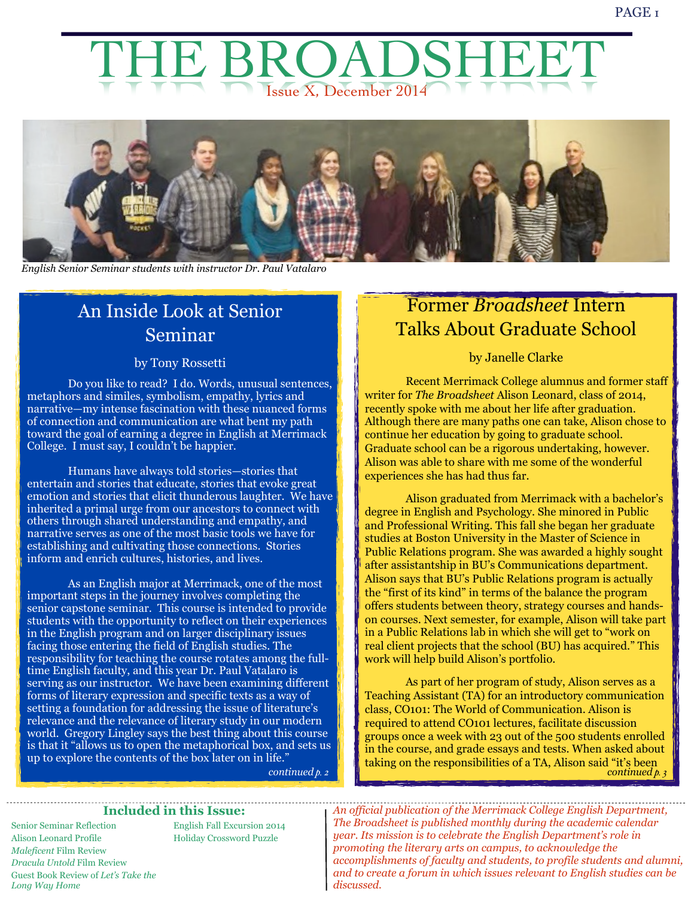# THE BROADSHEET

Issue X, December 2014

*English Senior Seminar students with instructor Dr. Paul Vatalaro*

## An Inside Look at Senior Seminar

by Tony Rossetti

Do you like to read? I do. Words, unusual sentences, metaphors and similes, symbolism, empathy, lyrics and narrative—my intense fascination with these nuanced forms of connection and communication are what bent my path toward the goal of earning a degree in English at Merrimack College. I must say, I couldn't be happier.

Humans have always told stories—stories that entertain and stories that educate, stories that evoke great emotion and stories that elicit thunderous laughter. We have inherited a primal urge from our ancestors to connect with others through shared understanding and empathy, and narrative serves as one of the most basic tools we have for establishing and cultivating those connections. Stories inform and enrich cultures, histories, and lives.

As an English major at Merrimack, one of the most important steps in the journey involves completing the senior capstone seminar. This course is intended to provide students with the opportunity to reflect on their experiences in the English program and on larger disciplinary issues facing those entering the field of English studies. The responsibility for teaching the course rotates among the full-time English faculty, and this year Dr. Paul Vatalaro is serving as our instructor. We have been examining different forms of literary expression and specific texts as a way of setting a foundation for addressing the issue of literature's relevance and the relevance of literary study in our modern world. Gregory Lingley says the best thing about this course is that it "allows us to open the metaphorical box, and sets us up to explore the contents of the box later on in life."

*continued p. 2*

## Former *Broadsheet* Intern Talks About Graduate School

by Janelle Clarke

Recent Merrimack College alumnus and former staff writer for *The Broadsheet* Alison Leonard, class of 2014, recently spoke with me about her life after graduation. Although there are many paths one can take, Alison chose to continue her education by going to graduate school. Graduate school can be a rigorous undertaking, however. Alison was able to share with me some of the wonderful experiences she has had thus far.

Alison graduated from Merrimack with a bachelor's degree in English and Psychology. She minored in Public and Professional Writing. This fall she began her graduate studies at Boston University in the Master of Science in Public Relations program. She was awarded a highly sought after assistantship in BU's Communications department. Alison says that BU's Public Relations program is actually the "first of its kind" in terms of the balance the program offers students between theory, strategy courses and hands-on courses. Next semester, for example, Alison will take part in a Public Relations lab in which she will get to "work on real client projects that the school (BU) has acquired." This work will help build Alison's portfolio.

As part of her program of study, Alison serves as a Teaching Assistant (TA) for an introductory communication class, CO101: The World of Communication. Alison is required to attend CO101 lectures, facilitate discussion groups once a week with 23 out of the 500 students enrolled in the course, and grade essays and tests. When asked about taking on the responsibilities of a TA, Alison said "it's been

*continued p. 3*

### Included in this Issue:

- Senior Seminar Reflection
- Alison Leonard Profile
- *Maleficent* Film Review
- *Dracula Untold* Film Review
- Guest Book Review of *Let's Take the Long Way Home*
- English Fall Excursion 2014
- Holiday Crossword Puzzle

*An official publication of the Merrimack College English Department, The Broadsheet is published monthly during the academic calendar year. Its mission is to celebrate the English Department's role in promoting the literary arts on campus, to acknowledge the accomplishments of faculty and students, to profile students and alumni, and to create a forum in which issues relevant to English studies can be discussed.*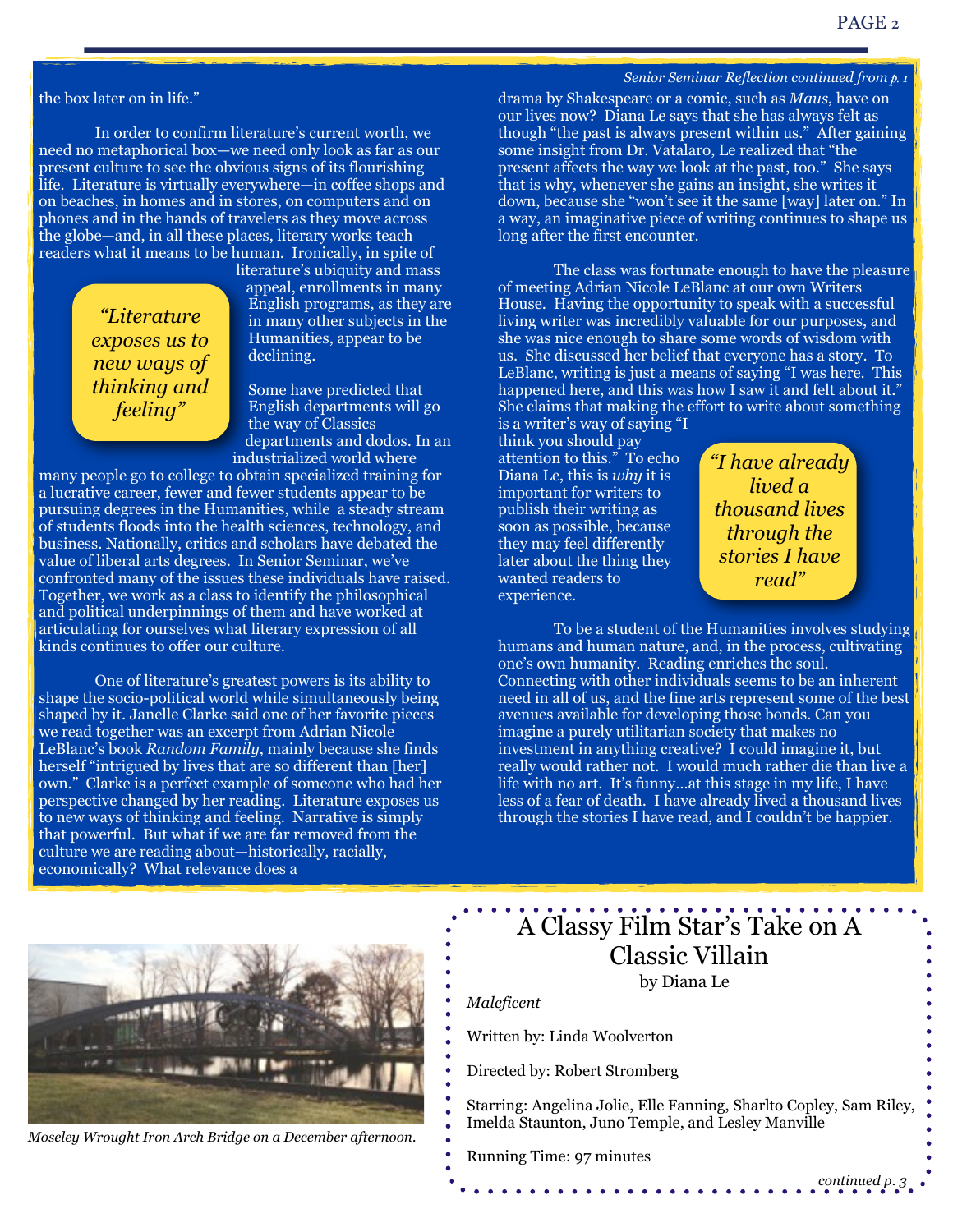the box later on in life."

In order to confirm literature's current worth, we need no metaphorical box—we need only look as far as our present culture to see the obvious signs of its flourishing life. Literature is virtually everywhere—in coffee shops and on beaches, in homes and in stores, on computers and on phones and in the hands of travelers as they move across the globe—and, in all these places, literary works teach readers what it means to be human. Ironically, in spite of literature's ubiquity and mass appeal, enrollments in many English programs, as they are in many other subjects in the Humanities, appear to be declining.

> *"Literature exposes us to new ways of thinking and feeling"*

Some have predicted that English departments will go the way of Classics departments and dodos. In an industrialized world where many people go to college to obtain specialized training for a lucrative career, fewer and fewer students appear to be pursuing degrees in the Humanities, while a steady stream of students floods into the health sciences, technology, and business. Nationally, critics and scholars have debated the value of liberal arts degrees. In Senior Seminar, we've confronted many of the issues these individuals have raised. Together, we work as a class to identify the philosophical and political underpinnings of them and have worked at articulating for ourselves what literary expression of all kinds continues to offer our culture.

One of literature's greatest powers is its ability to shape the socio-political world while simultaneously being shaped by it. Janelle Clarke said one of her favorite pieces we read together was an excerpt from Adrian Nicole LeBlanc's book *Random Family*, mainly because she finds herself "intrigued by lives that are so different than [her] own." Clarke is a perfect example of someone who had her perspective changed by her reading. Literature exposes us to new ways of thinking and feeling. Narrative is simply that powerful. But what if we are far removed from the culture we are reading about—historically, racially, economically? What relevance does a

*Senior Seminar Reflection continued from p. 1*

drama by Shakespeare or a comic, such as *Maus*, have on our lives now? Diana Le says that she has always felt as though "the past is always present within us." After gaining some insight from Dr. Vatalaro, Le realized that "the present affects the way we look at the past, too." She says that is why, whenever she gains an insight, she writes it down, because she "won't see it the same [way] later on." In a way, an imaginative piece of writing continues to shape us long after the first encounter.

The class was fortunate enough to have the pleasure of meeting Adrian Nicole LeBlanc at our own Writers House. Having the opportunity to speak with a successful living writer was incredibly valuable for our purposes, and she was nice enough to share some words of wisdom with us. She discussed her belief that everyone has a story. To LeBlanc, writing is just a means of saying "I was here. This happened here, and this was how I saw it and felt about it." She claims that making the effort to write about something is a writer's way of saying "I think you should pay attention to this." To echo Diana Le, this is *why* it is important for writers to publish their writing as soon as possible, because they may feel differently later about the thing they wanted readers to experience.

> *"I have already lived a thousand lives through the stories I have read"*

To be a student of the Humanities involves studying humans and human nature, and, in the process, cultivating one's own humanity. Reading enriches the soul. Connecting with other individuals seems to be an inherent need in all of us, and the fine arts represent some of the best avenues available for developing those bonds. Can you imagine a purely utilitarian society that makes no investment in anything creative? I could imagine it, but really would rather not. I would much rather die than live a life with no art. It's funny...at this stage in my life, I have less of a fear of death. I have already lived a thousand lives through the stories I have read, and I couldn't be happier.

*Moseley Wrought Iron Arch Bridge on a December afternoon.*

# A Classy Film Star's Take on A Classic Villain

by Diana Le

*Maleficent*

Written by: Linda Woolverton

Directed by: Robert Stromberg

Starring: Angelina Jolie, Elle Fanning, Sharlto Copley, Sam Riley, Imelda Staunton, Juno Temple, and Lesley Manville

Running Time: 97 minutes

*continued p. 3*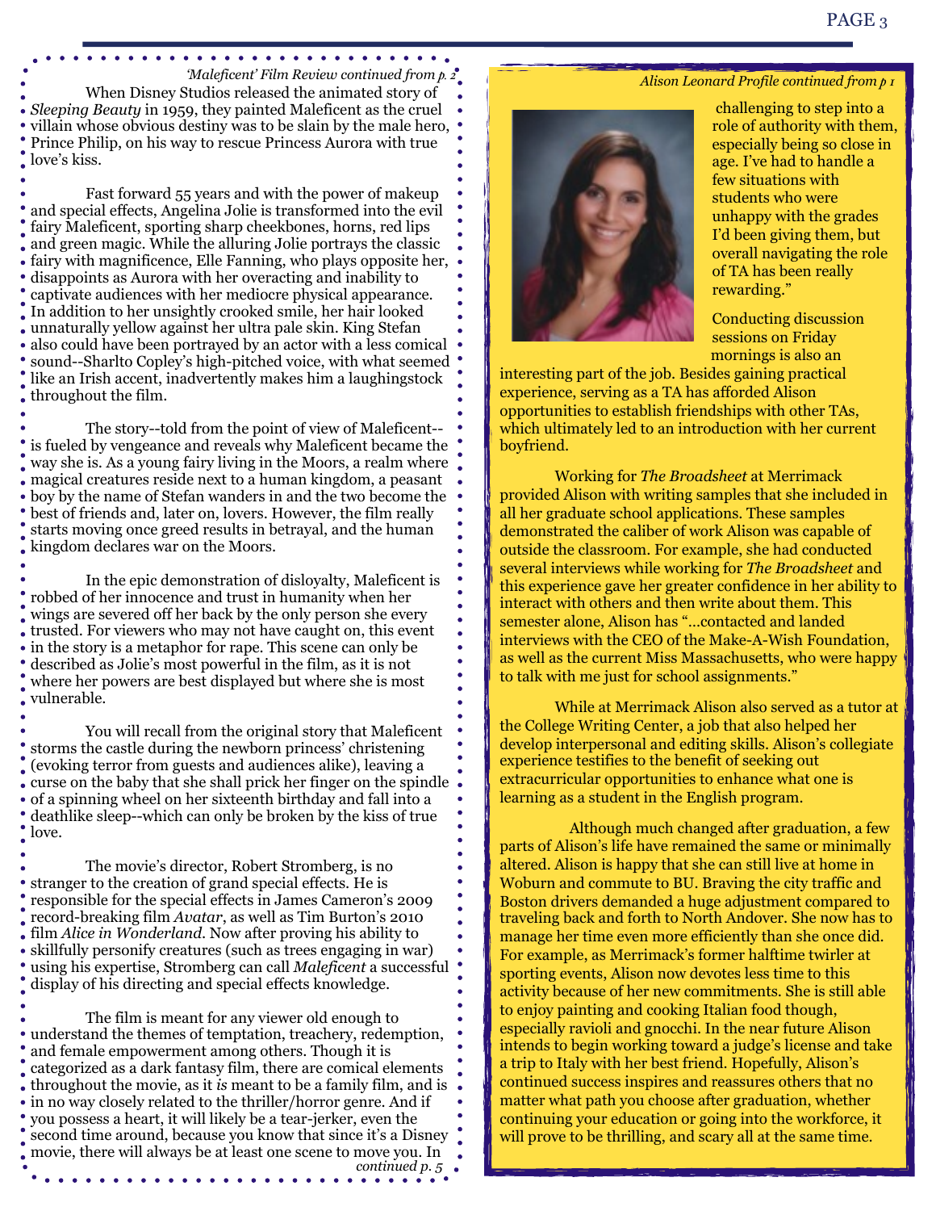*'Maleficent' Film Review continued from p. 2*

When Disney Studios released the animated story of *Sleeping Beauty* in 1959, they painted Maleficent as the cruel villain whose obvious destiny was to be slain by the male hero, Prince Philip, on his way to rescue Princess Aurora with true love's kiss.

Fast forward 55 years and with the power of makeup and special effects, Angelina Jolie is transformed into the evil fairy Maleficent, sporting sharp cheekbones, horns, red lips and green magic. While the alluring Jolie portrays the classic fairy with magnificence, Elle Fanning, who plays opposite her, disappoints as Aurora with her overacting and inability to captivate audiences with her mediocre physical appearance. In addition to her unsightly crooked smile, her hair looked unnaturally yellow against her ultra pale skin. King Stefan also could have been portrayed by an actor with a less comical sound--Sharlto Copley's high-pitched voice, with what seemed like an Irish accent, inadvertently makes him a laughingstock throughout the film.

The story--told from the point of view of Maleficent--is fueled by vengeance and reveals why Maleficent became the way she is. As a young fairy living in the Moors, a realm where magical creatures reside next to a human kingdom, a peasant boy by the name of Stefan wanders in and the two become the best of friends and, later on, lovers. However, the film really starts moving once greed results in betrayal, and the human kingdom declares war on the Moors.

In the epic demonstration of disloyalty, Maleficent is robbed of her innocence and trust in humanity when her wings are severed off her back by the only person she every trusted. For viewers who may not have caught on, this event in the story is a metaphor for rape. This scene can only be described as Jolie's most powerful in the film, as it is not where her powers are best displayed but where she is most vulnerable.

You will recall from the original story that Maleficent storms the castle during the newborn princess' christening (evoking terror from guests and audiences alike), leaving a curse on the baby that she shall prick her finger on the spindle of a spinning wheel on her sixteenth birthday and fall into a deathlike sleep--which can only be broken by the kiss of true love.

The movie's director, Robert Stromberg, is no stranger to the creation of grand special effects. He is responsible for the special effects in James Cameron's 2009 record-breaking film *Avatar*, as well as Tim Burton's 2010 film *Alice in Wonderland*. Now after proving his ability to skillfully personify creatures (such as trees engaging in war) using his expertise, Stromberg can call *Maleficent* a successful display of his directing and special effects knowledge.

The film is meant for any viewer old enough to understand the themes of temptation, treachery, redemption, and female empowerment among others. Though it is categorized as a dark fantasy film, there are comical elements throughout the movie, as it *is* meant to be a family film, and is in no way closely related to the thriller/horror genre. And if you possess a heart, it will likely be a tear-jerker, even the second time around, because you know that since it's a Disney movie, there will always be at least one scene to move you. In

*continued p. 5*

*Alison Leonard Profile continued from p 1*

challenging to step into a role of authority with them, especially being so close in age. I've had to handle a few situations with students who were unhappy with the grades I'd been giving them, but overall navigating the role of TA has been really rewarding."

Conducting discussion sessions on Friday mornings is also an interesting part of the job. Besides gaining practical experience, serving as a TA has afforded Alison opportunities to establish friendships with other TAs, which ultimately led to an introduction with her current boyfriend.

Working for *The Broadsheet* at Merrimack provided Alison with writing samples that she included in all her graduate school applications. These samples demonstrated the caliber of work Alison was capable of outside the classroom. For example, she had conducted several interviews while working for *The Broadsheet* and this experience gave her greater confidence in her ability to interact with others and then write about them. This semester alone, Alison has "...contacted and landed interviews with the CEO of the Make-A-Wish Foundation, as well as the current Miss Massachusetts, who were happy to talk with me just for school assignments."

While at Merrimack Alison also served as a tutor at the College Writing Center, a job that also helped her develop interpersonal and editing skills. Alison's collegiate experience testifies to the benefit of seeking out extracurricular opportunities to enhance what one is learning as a student in the English program.

Although much changed after graduation, a few parts of Alison's life have remained the same or minimally altered. Alison is happy that she can still live at home in Woburn and commute to BU. Braving the city traffic and Boston drivers demanded a huge adjustment compared to traveling back and forth to North Andover. She now has to manage her time even more efficiently than she once did. For example, as Merrimack's former halftime twirler at sporting events, Alison now devotes less time to this activity because of her new commitments. She is still able to enjoy painting and cooking Italian food though, especially ravioli and gnocchi. In the near future Alison intends to begin working toward a judge's license and take a trip to Italy with her best friend. Hopefully, Alison's continued success inspires and reassures others that no matter what path you choose after graduation, whether continuing your education or going into the workforce, it will prove to be thrilling, and scary all at the same time.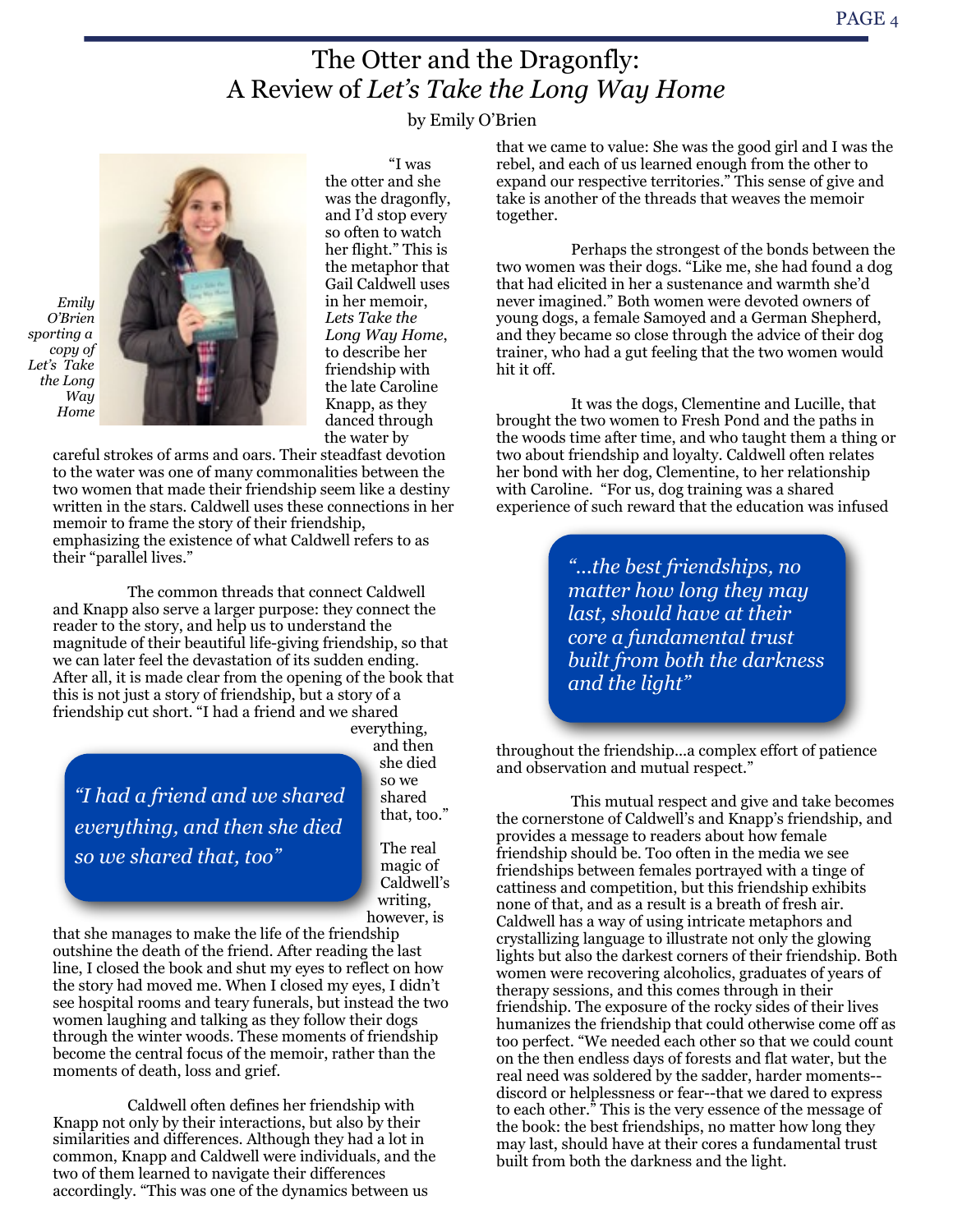# The Otter and the Dragonfly: A Review of *Let's Take the Long Way Home*

by Emily O'Brien

*Emily O'Brien sporting a copy of Let's Take the Long Way Home*

"I was the otter and she was the dragonfly, and I'd stop every so often to watch her flight." This is the metaphor that Gail Caldwell uses in her memoir, *Lets Take the Long Way Home*, to describe her friendship with the late Caroline Knapp, as they danced through the water by careful strokes of arms and oars. Their steadfast devotion to the water was one of many commonalities between the two women that made their friendship seem like a destiny written in the stars. Caldwell uses these connections in her memoir to frame the story of their friendship, emphasizing the existence of what Caldwell refers to as their "parallel lives."

The common threads that connect Caldwell and Knapp also serve a larger purpose: they connect the reader to the story, and help us to understand the magnitude of their beautiful life-giving friendship, so that we can later feel the devastation of its sudden ending. After all, it is made clear from the opening of the book that this is not just a story of friendship, but a story of a friendship cut short. "I had a friend and we shared everything, and then she died so we shared that, too."

> *"I had a friend and we shared everything, and then she died so we shared that, too"*

The real magic of Caldwell's writing, however, is that she manages to make the life of the friendship outshine the death of the friend. After reading the last line, I closed the book and shut my eyes to reflect on how the story had moved me. When I closed my eyes, I didn't see hospital rooms and teary funerals, but instead the two women laughing and talking as they follow their dogs through the winter woods. These moments of friendship become the central focus of the memoir, rather than the moments of death, loss and grief.

Caldwell often defines her friendship with Knapp not only by their interactions, but also by their similarities and differences. Although they had a lot in common, Knapp and Caldwell were individuals, and the two of them learned to navigate their differences accordingly. "This was one of the dynamics between us that we came to value: She was the good girl and I was the rebel, and each of us learned enough from the other to expand our respective territories." This sense of give and take is another of the threads that weaves the memoir together.

Perhaps the strongest of the bonds between the two women was their dogs. "Like me, she had found a dog that had elicited in her a sustenance and warmth she'd never imagined." Both women were devoted owners of young dogs, a female Samoyed and a German Shepherd, and they became so close through the advice of their dog trainer, who had a gut feeling that the two women would hit it off.

It was the dogs, Clementine and Lucille, that brought the two women to Fresh Pond and the paths in the woods time after time, and who taught them a thing or two about friendship and loyalty. Caldwell often relates her bond with her dog, Clementine, to her relationship with Caroline. "For us, dog training was a shared experience of such reward that the education was infused throughout the friendship...a complex effort of patience and observation and mutual respect."

> *"...the best friendships, no matter how long they may last, should have at their core a fundamental trust built from both the darkness and the light"*

This mutual respect and give and take becomes the cornerstone of Caldwell's and Knapp's friendship, and provides a message to readers about how female friendship should be. Too often in the media we see friendships between females portrayed with a tinge of cattiness and competition, but this friendship exhibits none of that, and as a result is a breath of fresh air. Caldwell has a way of using intricate metaphors and crystallizing language to illustrate not only the glowing lights but also the darkest corners of their friendship. Both women were recovering alcoholics, graduates of years of therapy sessions, and this comes through in their friendship. The exposure of the rocky sides of their lives humanizes the friendship that could otherwise come off as too perfect. "We needed each other so that we could count on the then endless days of forests and flat water, but the real need was soldered by the sadder, harder moments--discord or helplessness or fear--that we dared to express to each other." This is the very essence of the message of the book: the best friendships, no matter how long they may last, should have at their cores a fundamental trust built from both the darkness and the light.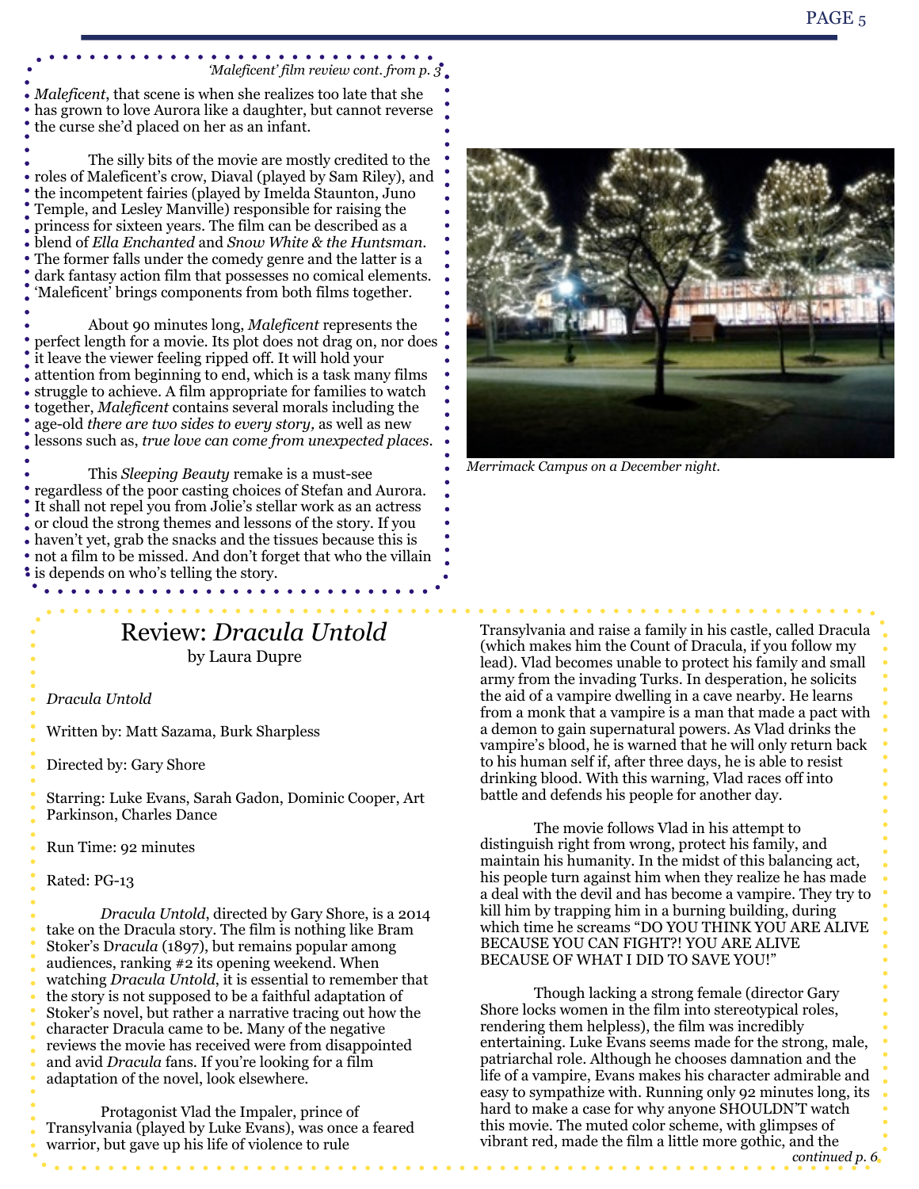*'Maleficent' film review cont. from p. 3*

*Maleficent*, that scene is when she realizes too late that she has grown to love Aurora like a daughter, but cannot reverse the curse she'd placed on her as an infant.

The silly bits of the movie are mostly credited to the roles of Maleficent's crow, Diaval (played by Sam Riley), and the incompetent fairies (played by Imelda Staunton, Juno Temple, and Lesley Manville) responsible for raising the princess for sixteen years. The film can be described as a blend of *Ella Enchanted* and *Snow White & the Huntsman*. The former falls under the comedy genre and the latter is a dark fantasy action film that possesses no comical elements. 'Maleficent' brings components from both films together.

About 90 minutes long, *Maleficent* represents the perfect length for a movie. Its plot does not drag on, nor does it leave the viewer feeling ripped off. It will hold your attention from beginning to end, which is a task many films struggle to achieve. A film appropriate for families to watch together, *Maleficent* contains several morals including the age-old *there are two sides to every story,* as well as new lessons such as, *true love can come from unexpected places*.

This *Sleeping Beauty* remake is a must-see regardless of the poor casting choices of Stefan and Aurora. It shall not repel you from Jolie's stellar work as an actress or cloud the strong themes and lessons of the story. If you haven't yet, grab the snacks and the tissues because this is not a film to be missed. And don't forget that who the villain is depends on who's telling the story.

*Merrimack Campus on a December night.*

## Review: *Dracula Untold*

by Laura Dupre

*Dracula Untold*

Written by: Matt Sazama, Burk Sharpless

Directed by: Gary Shore

Starring: Luke Evans, Sarah Gadon, Dominic Cooper, Art Parkinson, Charles Dance

Run Time: 92 minutes

Rated: PG-13

*Dracula Untold*, directed by Gary Shore, is a 2014 take on the Dracula story. The film is nothing like Bram Stoker's D*racula* (1897), but remains popular among audiences, ranking #2 its opening weekend. When watching *Dracula Untold*, it is essential to remember that the story is not supposed to be a faithful adaptation of Stoker's novel, but rather a narrative tracing out how the character Dracula came to be. Many of the negative reviews the movie has received were from disappointed and avid *Dracula* fans. If you're looking for a film adaptation of the novel, look elsewhere.

Protagonist Vlad the Impaler, prince of Transylvania (played by Luke Evans), was once a feared warrior, but gave up his life of violence to rule Transylvania and raise a family in his castle, called Dracula (which makes him the Count of Dracula, if you follow my lead). Vlad becomes unable to protect his family and small army from the invading Turks. In desperation, he solicits the aid of a vampire dwelling in a cave nearby. He learns from a monk that a vampire is a man that made a pact with a demon to gain supernatural powers. As Vlad drinks the vampire's blood, he is warned that he will only return back to his human self if, after three days, he is able to resist drinking blood. With this warning, Vlad races off into battle and defends his people for another day.

The movie follows Vlad in his attempt to distinguish right from wrong, protect his family, and maintain his humanity. In the midst of this balancing act, his people turn against him when they realize he has made a deal with the devil and has become a vampire. They try to kill him by trapping him in a burning building, during which time he screams "DO YOU THINK YOU ARE ALIVE BECAUSE YOU CAN FIGHT?! YOU ARE ALIVE BECAUSE OF WHAT I DID TO SAVE YOU!"

Though lacking a strong female (director Gary Shore locks women in the film into stereotypical roles, rendering them helpless), the film was incredibly entertaining. Luke Evans seems made for the strong, male, patriarchal role. Although he chooses damnation and the life of a vampire, Evans makes his character admirable and easy to sympathize with. Running only 92 minutes long, its hard to make a case for why anyone SHOULDN'T watch this movie. The muted color scheme, with glimpses of vibrant red, made the film a little more gothic, and the

*continued p. 6*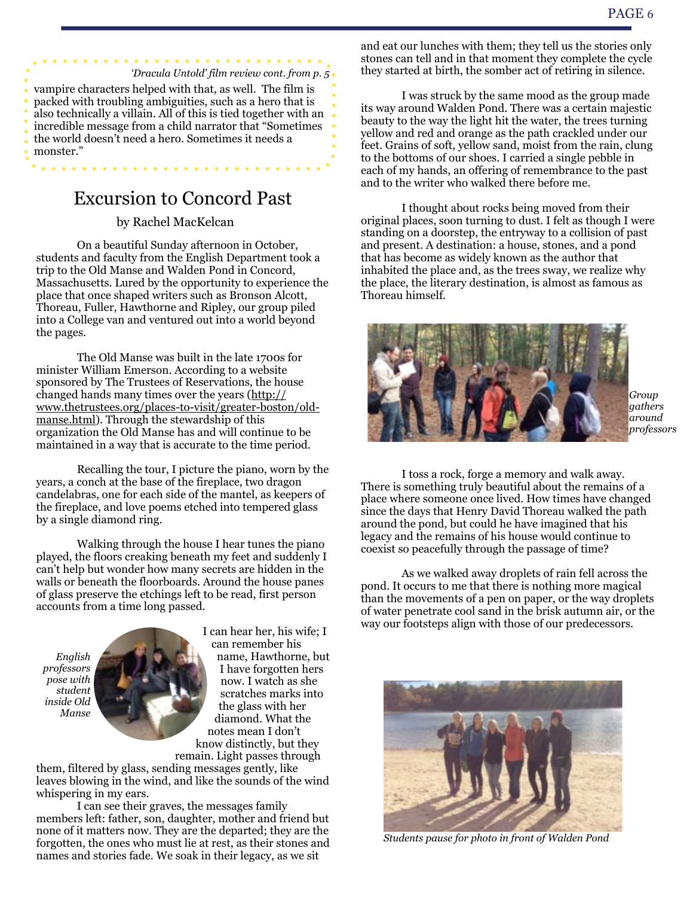*'Dracula Untold' film review cont. from p. 5*

vampire characters helped with that, as well. The film is packed with troubling ambiguities, such as a hero that is also technically a villain. All of this is tied together with an incredible message from a child narrator that "Sometimes the world doesn't need a hero. Sometimes it needs a monster."

## Excursion to Concord Past

by Rachel MacKelcan

On a beautiful Sunday afternoon in October, students and faculty from the English Department took a trip to the Old Manse and Walden Pond in Concord, Massachusetts. Lured by the opportunity to experience the place that once shaped writers such as Bronson Alcott, Thoreau, Fuller, Hawthorne and Ripley, our group piled into a College van and ventured out into a world beyond the pages.

The Old Manse was built in the late 1700s for minister William Emerson. According to a website sponsored by The Trustees of Reservations, the house changed hands many times over the years (http://www.thetrustees.org/places-to-visit/greater-boston/old-manse.html). Through the stewardship of this organization the Old Manse has and will continue to be maintained in a way that is accurate to the time period.

Recalling the tour, I picture the piano, worn by the years, a conch at the base of the fireplace, two dragon candelabras, one for each side of the mantel, as keepers of the fireplace, and love poems etched into tempered glass by a single diamond ring.

Walking through the house I hear tunes the piano played, the floors creaking beneath my feet and suddenly I can't help but wonder how many secrets are hidden in the walls or beneath the floorboards. Around the house panes of glass preserve the etchings left to be read, first person accounts from a time long passed.

*English professors pose with student inside Old Manse*

I can hear her, his wife; I can remember his name, Hawthorne, but I have forgotten hers now. I watch as she scratches marks into the glass with her diamond. What the notes mean I don't know distinctly, but they remain. Light passes through them, filtered by glass, sending messages gently, like leaves blowing in the wind, and like the sounds of the wind whispering in my ears.

I can see their graves, the messages family members left: father, son, daughter, mother and friend but none of it matters now. They are the departed; they are the forgotten, the ones who must lie at rest, as their stones and names and stories fade. We soak in their legacy, as we sit and eat our lunches with them; they tell us the stories only stones can tell and in that moment they complete the cycle they started at birth, the somber act of retiring in silence.

I was struck by the same mood as the group made its way around Walden Pond. There was a certain majestic beauty to the way the light hit the water, the trees turning yellow and red and orange as the path crackled under our feet. Grains of soft, yellow sand, moist from the rain, clung to the bottoms of our shoes. I carried a single pebble in each of my hands, an offering of remembrance to the past and to the writer who walked there before me.

I thought about rocks being moved from their original places, soon turning to dust. I felt as though I were standing on a doorstep, the entryway to a collision of past and present. A destination: a house, stones, and a pond that has become as widely known as the author that inhabited the place and, as the trees sway, we realize why the place, the literary destination, is almost as famous as Thoreau himself.

*Group gathers around professors*

I toss a rock, forge a memory and walk away. There is something truly beautiful about the remains of a place where someone once lived. How times have changed since the days that Henry David Thoreau walked the path around the pond, but could he have imagined that his legacy and the remains of his house would continue to coexist so peacefully through the passage of time?

As we walked away droplets of rain fell across the pond. It occurs to me that there is nothing more magical than the movements of a pen on paper, or the way droplets of water penetrate cool sand in the brisk autumn air, or the way our footsteps align with those of our predecessors.

*Students pause for photo in front of Walden Pond*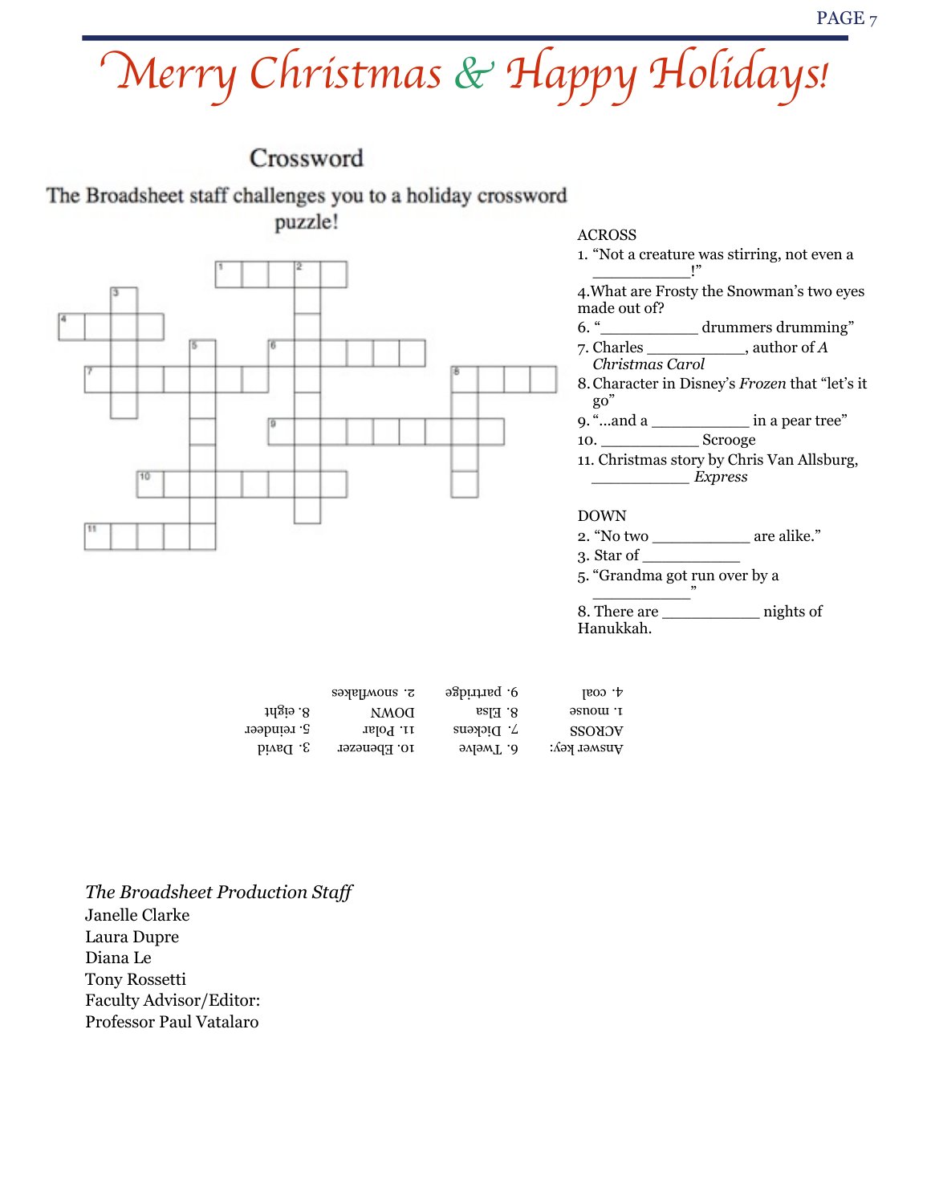# Merry Christmas & Happy Holidays!

## Crossword

The Broadsheet staff challenges you to a holiday crossword puzzle!

ACROSS

1. "Not a creature was stirring, not even a __________!"
4. What are Frosty the Snowman's two eyes made out of?
6. "__________ drummers drumming"
7. Charles __________, author of *A Christmas Carol*
8. Character in Disney's *Frozen* that "let's it go"
9. "...and a __________ in a pear tree"
10. __________ Scrooge
11. Christmas story by Chris Van Allsburg, __________ *Express*

DOWN

2. "No two __________ are alike."
3. Star of __________
5. "Grandma got run over by a __________"
8. There are __________ nights of Hanukkah.

Answer key:
ACROSS
1. mouse
4. coal
6. Twelve
7. Dickens
8. Elsa
9. partridge
10. Ebenezer
11. Polar
DOWN
2. snowflakes
3. David
5. reindeer
8. eight

*The Broadsheet Production Staff*
Janelle Clarke
Laura Dupre
Diana Le
Tony Rossetti
Faculty Advisor/Editor:
Professor Paul Vatalaro